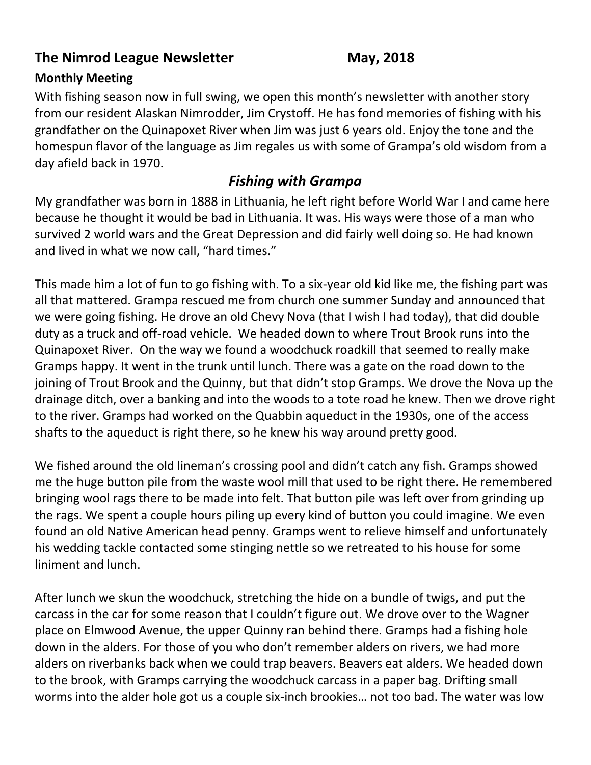**The Nimrod League Newsletter May, 2018**

**Monthly Meeting**

With fishing season now in full swing, we open this month's newsletter with another story from our resident Alaskan Nimrodder, Jim Crystoff. He has fond memories of fishing with his grandfather on the Quinapoxet River when Jim was just 6 years old. Enjoy the tone and the homespun flavor of the language as Jim regales us with some of Grampa's old wisdom from a day afield back in 1970.

## *Fishing with Grampa*

My grandfather was born in 1888 in Lithuania, he left right before World War I and came here because he thought it would be bad in Lithuania. It was. His ways were those of a man who survived 2 world wars and the Great Depression and did fairly well doing so. He had known and lived in what we now call, "hard times."

This made him a lot of fun to go fishing with. To a six-year old kid like me, the fishing part was all that mattered. Grampa rescued me from church one summer Sunday and announced that we were going fishing. He drove an old Chevy Nova (that I wish I had today), that did double duty as a truck and off-road vehicle. We headed down to where Trout Brook runs into the Quinapoxet River. On the way we found a woodchuck roadkill that seemed to really make Gramps happy. It went in the trunk until lunch. There was a gate on the road down to the joining of Trout Brook and the Quinny, but that didn't stop Gramps. We drove the Nova up the drainage ditch, over a banking and into the woods to a tote road he knew. Then we drove right to the river. Gramps had worked on the Quabbin aqueduct in the 1930s, one of the access shafts to the aqueduct is right there, so he knew his way around pretty good.

We fished around the old lineman's crossing pool and didn't catch any fish. Gramps showed me the huge button pile from the waste wool mill that used to be right there. He remembered bringing wool rags there to be made into felt. That button pile was left over from grinding up the rags. We spent a couple hours piling up every kind of button you could imagine. We even found an old Native American head penny. Gramps went to relieve himself and unfortunately his wedding tackle contacted some stinging nettle so we retreated to his house for some liniment and lunch.

After lunch we skun the woodchuck, stretching the hide on a bundle of twigs, and put the carcass in the car for some reason that I couldn't figure out. We drove over to the Wagner place on Elmwood Avenue, the upper Quinny ran behind there. Gramps had a fishing hole down in the alders. For those of you who don't remember alders on rivers, we had more alders on riverbanks back when we could trap beavers. Beavers eat alders. We headed down to the brook, with Gramps carrying the woodchuck carcass in a paper bag. Drifting small worms into the alder hole got us a couple six-inch brookies… not too bad. The water was low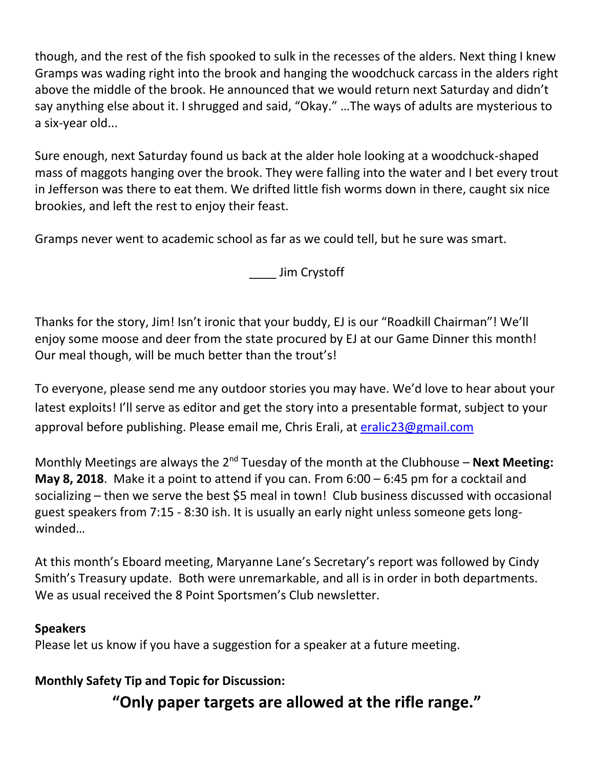though, and the rest of the fish spooked to sulk in the recesses of the alders. Next thing I knew Gramps was wading right into the brook and hanging the woodchuck carcass in the alders right above the middle of the brook. He announced that we would return next Saturday and didn't say anything else about it. I shrugged and said, "Okay." …The ways of adults are mysterious to a six-year old...

Sure enough, next Saturday found us back at the alder hole looking at a woodchuck-shaped mass of maggots hanging over the brook. They were falling into the water and I bet every trout in Jefferson was there to eat them. We drifted little fish worms down in there, caught six nice brookies, and left the rest to enjoy their feast.

Gramps never went to academic school as far as we could tell, but he sure was smart.

____ Jim Crystoff

Thanks for the story, Jim! Isn't ironic that your buddy, EJ is our "Roadkill Chairman"! We'll enjoy some moose and deer from the state procured by EJ at our Game Dinner this month! Our meal though, will be much better than the trout's!

To everyone, please send me any outdoor stories you may have. We'd love to hear about your latest exploits! I'll serve as editor and get the story into a presentable format, subject to your approval before publishing. Please email me, Chris Erali, at eralic23@gmail.com

Monthly Meetings are always the 2nd Tuesday of the month at the Clubhouse – **Next Meeting: May 8, 2018**. Make it a point to attend if you can. From 6:00 – 6:45 pm for a cocktail and socializing – then we serve the best $5 meal in town! Club business discussed with occasional guest speakers from 7:15 - 8:30 ish. It is usually an early night unless someone gets long-winded…

At this month's Eboard meeting, Maryanne Lane's Secretary's report was followed by Cindy Smith's Treasury update. Both were unremarkable, and all is in order in both departments. We as usual received the 8 Point Sportsmen's Club newsletter.

**Speakers**

Please let us know if you have a suggestion for a speaker at a future meeting.

**Monthly Safety Tip and Topic for Discussion:**

**"Only paper targets are allowed at the rifle range."**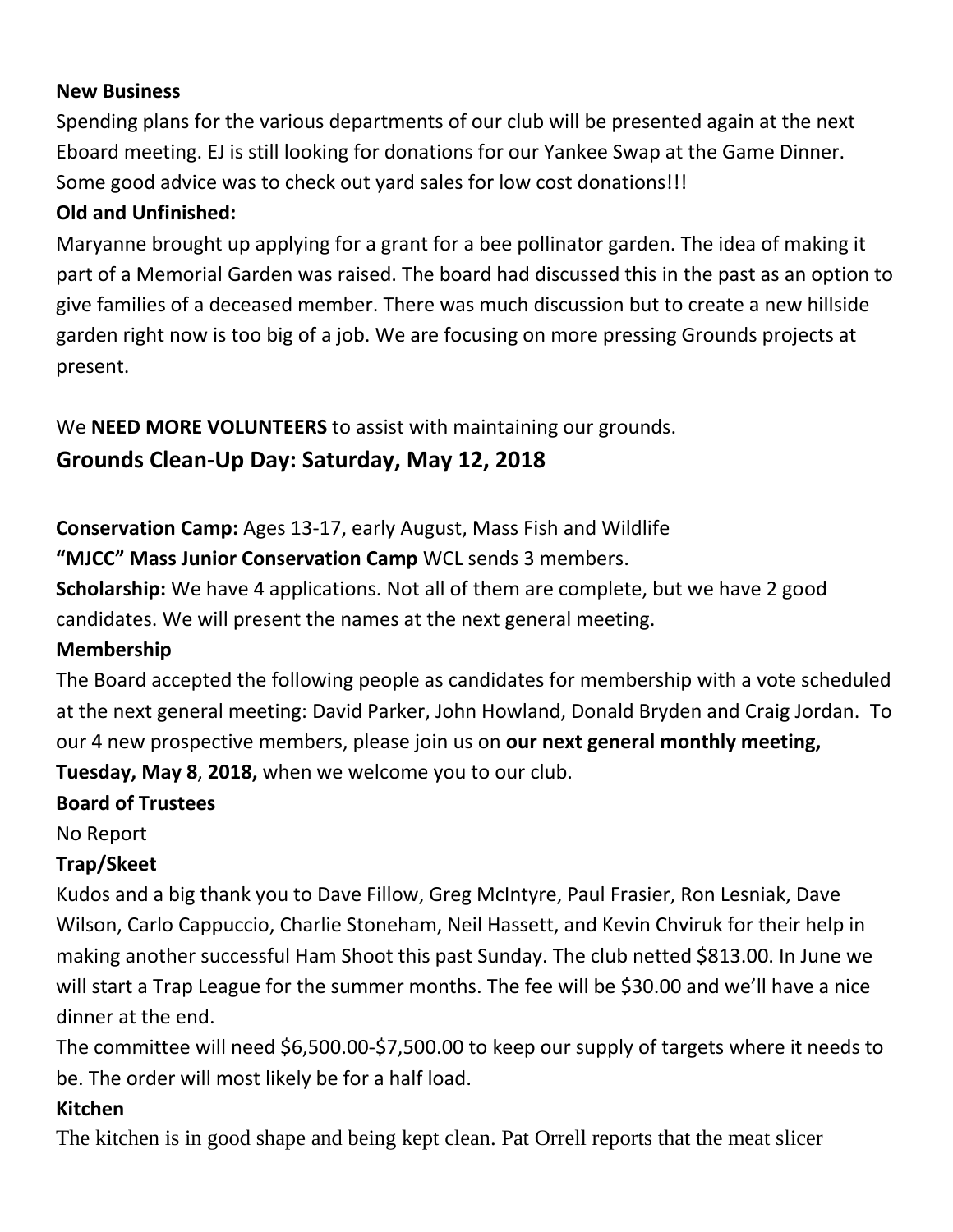**New Business**

Spending plans for the various departments of our club will be presented again at the next Eboard meeting. EJ is still looking for donations for our Yankee Swap at the Game Dinner. Some good advice was to check out yard sales for low cost donations!!!

**Old and Unfinished:**

Maryanne brought up applying for a grant for a bee pollinator garden. The idea of making it part of a Memorial Garden was raised. The board had discussed this in the past as an option to give families of a deceased member. There was much discussion but to create a new hillside garden right now is too big of a job. We are focusing on more pressing Grounds projects at present.

We **NEED MORE VOLUNTEERS** to assist with maintaining our grounds.

## Grounds Clean-Up Day: Saturday, May 12, 2018

**Conservation Camp:** Ages 13-17, early August, Mass Fish and Wildlife

**"MJCC" Mass Junior Conservation Camp** WCL sends 3 members.

**Scholarship:** We have 4 applications. Not all of them are complete, but we have 2 good candidates. We will present the names at the next general meeting.

**Membership**

The Board accepted the following people as candidates for membership with a vote scheduled at the next general meeting: David Parker, John Howland, Donald Bryden and Craig Jordan. To our 4 new prospective members, please join us on **our next general monthly meeting, Tuesday, May 8**, **2018,** when we welcome you to our club.

**Board of Trustees**

No Report

**Trap/Skeet**

Kudos and a big thank you to Dave Fillow, Greg McIntyre, Paul Frasier, Ron Lesniak, Dave Wilson, Carlo Cappuccio, Charlie Stoneham, Neil Hassett, and Kevin Chviruk for their help in making another successful Ham Shoot this past Sunday. The club netted $813.00. In June we will start a Trap League for the summer months. The fee will be $30.00 and we'll have a nice dinner at the end.

The committee will need $6,500.00-$7,500.00 to keep our supply of targets where it needs to be. The order will most likely be for a half load.

**Kitchen**

The kitchen is in good shape and being kept clean. Pat Orrell reports that the meat slicer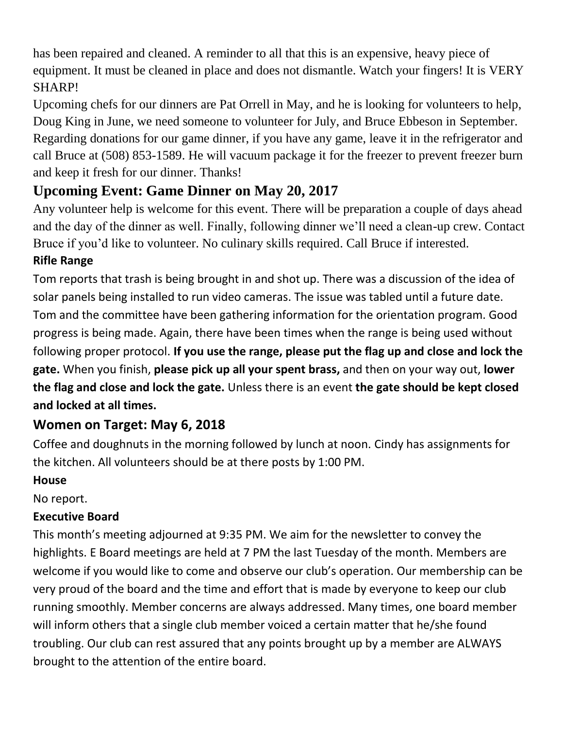has been repaired and cleaned. A reminder to all that this is an expensive, heavy piece of equipment. It must be cleaned in place and does not dismantle. Watch your fingers! It is VERY SHARP!

Upcoming chefs for our dinners are Pat Orrell in May, and he is looking for volunteers to help, Doug King in June, we need someone to volunteer for July, and Bruce Ebbeson in September. Regarding donations for our game dinner, if you have any game, leave it in the refrigerator and call Bruce at (508) 853-1589. He will vacuum package it for the freezer to prevent freezer burn and keep it fresh for our dinner. Thanks!

## Upcoming Event: Game Dinner on May 20, 2017

Any volunteer help is welcome for this event. There will be preparation a couple of days ahead and the day of the dinner as well. Finally, following dinner we'll need a clean-up crew. Contact Bruce if you'd like to volunteer. No culinary skills required. Call Bruce if interested.

### Rifle Range

Tom reports that trash is being brought in and shot up. There was a discussion of the idea of solar panels being installed to run video cameras. The issue was tabled until a future date. Tom and the committee have been gathering information for the orientation program. Good progress is being made. Again, there have been times when the range is being used without following proper protocol. **If you use the range, please put the flag up and close and lock the gate.** When you finish, **please pick up all your spent brass,** and then on your way out, **lower the flag and close and lock the gate.** Unless there is an event **the gate should be kept closed and locked at all times.**

## Women on Target: May 6, 2018

Coffee and doughnuts in the morning followed by lunch at noon. Cindy has assignments for the kitchen. All volunteers should be at there posts by 1:00 PM.

### House

No report.

### Executive Board

This month's meeting adjourned at 9:35 PM. We aim for the newsletter to convey the highlights. E Board meetings are held at 7 PM the last Tuesday of the month. Members are welcome if you would like to come and observe our club's operation. Our membership can be very proud of the board and the time and effort that is made by everyone to keep our club running smoothly. Member concerns are always addressed. Many times, one board member will inform others that a single club member voiced a certain matter that he/she found troubling. Our club can rest assured that any points brought up by a member are ALWAYS brought to the attention of the entire board.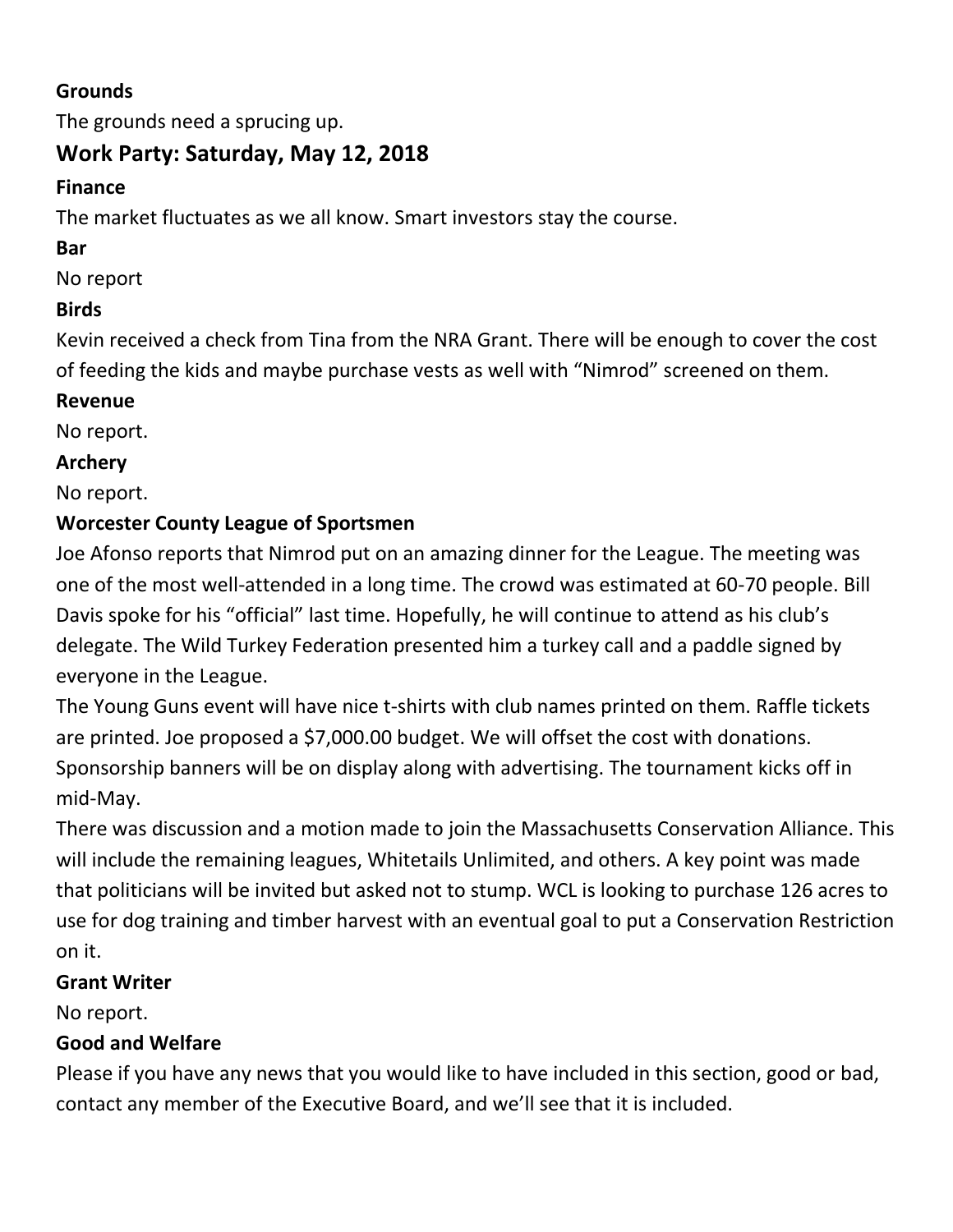**Grounds**

The grounds need a sprucing up.

## Work Party: Saturday, May 12, 2018

**Finance**

The market fluctuates as we all know. Smart investors stay the course.

**Bar**

No report

**Birds**

Kevin received a check from Tina from the NRA Grant. There will be enough to cover the cost of feeding the kids and maybe purchase vests as well with "Nimrod" screened on them.

**Revenue**

No report.

**Archery**

No report.

**Worcester County League of Sportsmen**

Joe Afonso reports that Nimrod put on an amazing dinner for the League. The meeting was one of the most well-attended in a long time. The crowd was estimated at 60-70 people. Bill Davis spoke for his "official" last time. Hopefully, he will continue to attend as his club's delegate. The Wild Turkey Federation presented him a turkey call and a paddle signed by everyone in the League.

The Young Guns event will have nice t-shirts with club names printed on them. Raffle tickets are printed. Joe proposed a $7,000.00 budget. We will offset the cost with donations. Sponsorship banners will be on display along with advertising. The tournament kicks off in mid-May.

There was discussion and a motion made to join the Massachusetts Conservation Alliance. This will include the remaining leagues, Whitetails Unlimited, and others. A key point was made that politicians will be invited but asked not to stump. WCL is looking to purchase 126 acres to use for dog training and timber harvest with an eventual goal to put a Conservation Restriction on it.

**Grant Writer**

No report.

**Good and Welfare**

Please if you have any news that you would like to have included in this section, good or bad, contact any member of the Executive Board, and we'll see that it is included.